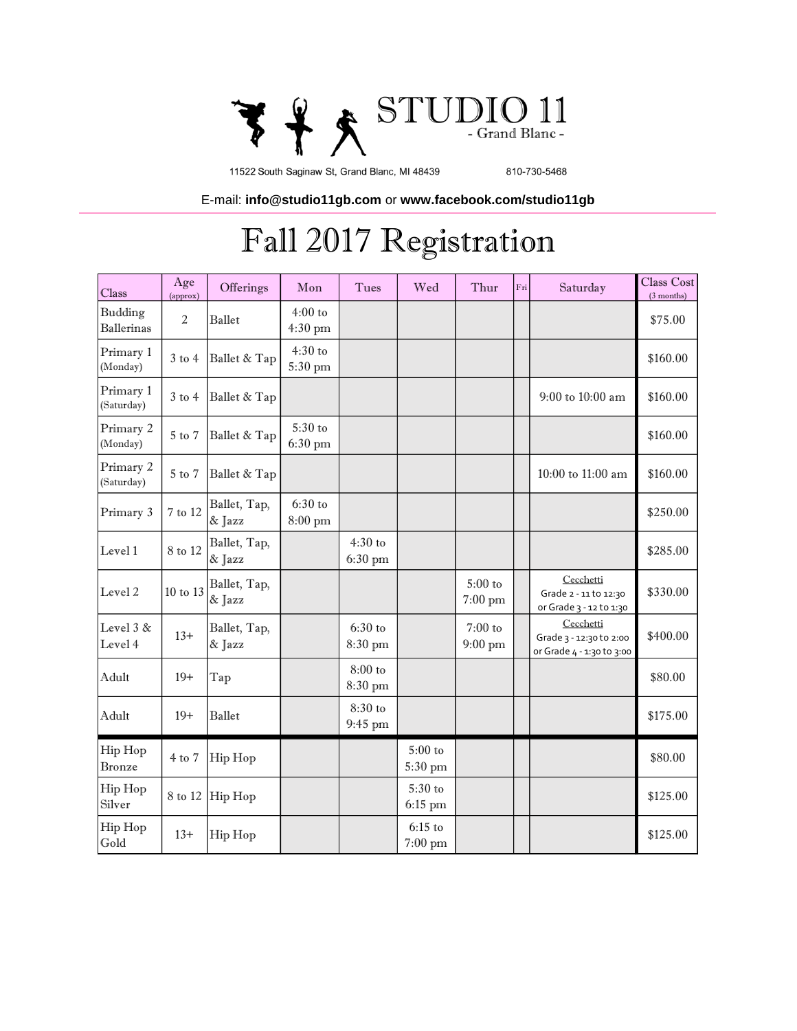# STUDIO 11

- Grand Blanc -

11522 South Saginaw St, Grand Blanc, MI 48439 810-730-5468

E-mail: **info@studio11gb.com** or **www.facebook.com/studio11gb**

# Fall 2017 Registration

| Class | Age (approx) | Offerings | Mon | Tues | Wed | Thur | Fri | Saturday | Class Cost (3 months) |
|---|---|---|---|---|---|---|---|---|---|
| Budding Ballerinas | 2 | Ballet | 4:00 to 4:30 pm | | | | | | $75.00 |
| Primary 1 (Monday) | 3 to 4 | Ballet & Tap | 4:30 to 5:30 pm | | | | | | $160.00 |
| Primary 1 (Saturday) | 3 to 4 | Ballet & Tap | | | | | | 9:00 to 10:00 am | $160.00 |
| Primary 2 (Monday) | 5 to 7 | Ballet & Tap | 5:30 to 6:30 pm | | | | | | $160.00 |
| Primary 2 (Saturday) | 5 to 7 | Ballet & Tap | | | | | | 10:00 to 11:00 am | $160.00 |
| Primary 3 | 7 to 12 | Ballet, Tap, & Jazz | 6:30 to 8:00 pm | | | | | | $250.00 |
| Level 1 | 8 to 12 | Ballet, Tap, & Jazz | | 4:30 to 6:30 pm | | | | | $285.00 |
| Level 2 | 10 to 13 | Ballet, Tap, & Jazz | | | | 5:00 to 7:00 pm | | Cecchetti Grade 2 - 11 to 12:30 or Grade 3 - 12 to 1:30 | $330.00 |
| Level 3 & Level 4 | 13+ | Ballet, Tap, & Jazz | | 6:30 to 8:30 pm | | 7:00 to 9:00 pm | | Cecchetti Grade 3 - 12:30 to 2:00 or Grade 4 - 1:30 to 3:00 | $400.00 |
| Adult | 19+ | Tap | | 8:00 to 8:30 pm | | | | | $80.00 |
| Adult | 19+ | Ballet | | 8:30 to 9:45 pm | | | | | $175.00 |
| Hip Hop Bronze | 4 to 7 | Hip Hop | | | 5:00 to 5:30 pm | | | | $80.00 |
| Hip Hop Silver | 8 to 12 | Hip Hop | | | 5:30 to 6:15 pm | | | | $125.00 |
| Hip Hop Gold | 13+ | Hip Hop | | | 6:15 to 7:00 pm | | | | $125.00 |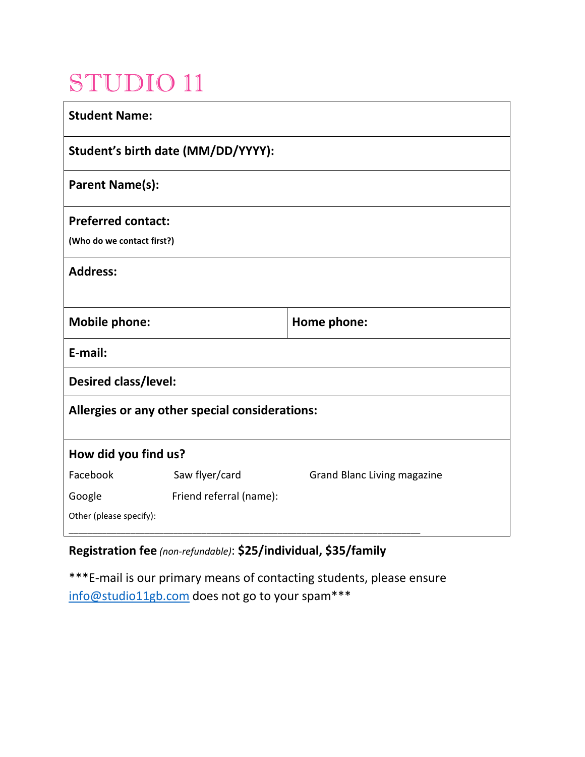# STUDIO 11

| | |
|---|---|
| **Student Name:** | |
| **Student's birth date (MM/DD/YYYY):** | |
| **Parent Name(s):** | |
| **Preferred contact:** (Who do we contact first?) | |
| **Address:** | |
| **Mobile phone:** | **Home phone:** |
| **E-mail:** | |
| **Desired class/level:** | |
| **Allergies or any other special considerations:** | |

**How did you find us?**

| | | |
|---|---|---|
| Facebook | Saw flyer/card | Grand Blanc Living magazine |
| Google | Friend referral (name): | |

Other (please specify): ___________________________________________________________

**Registration fee** *(non-refundable)*: **$25/individual, $35/family**

***E-mail is our primary means of contacting students, please ensure info@studio11gb.com does not go to your spam***